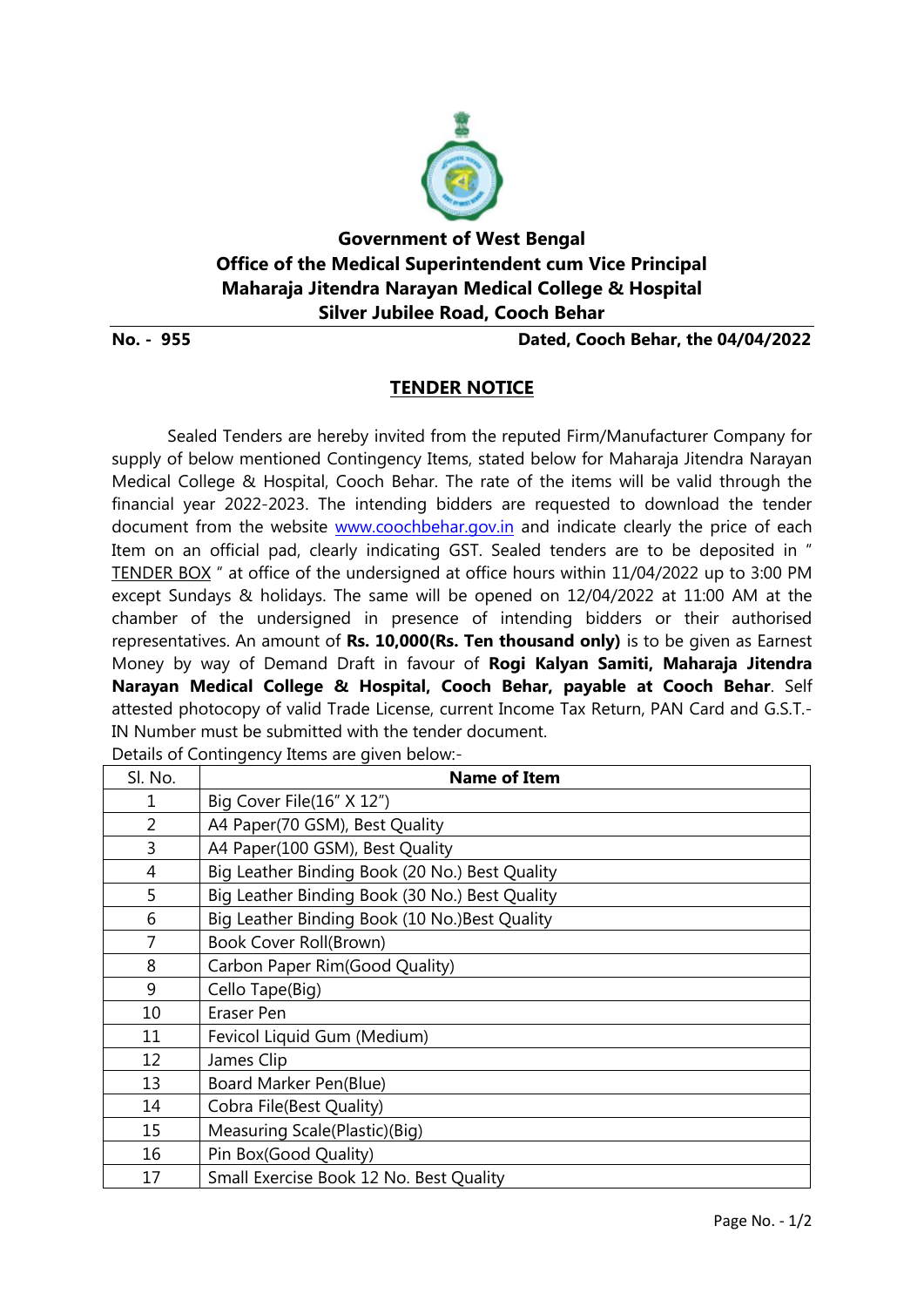**Government of West Bengal**
**Office of the Medical Superintendent cum Vice Principal**
**Maharaja Jitendra Narayan Medical College & Hospital**
**Silver Jubilee Road, Cooch Behar**

**No. - 955** **Dated, Cooch Behar, the 04/04/2022**

## TENDER NOTICE

Sealed Tenders are hereby invited from the reputed Firm/Manufacturer Company for supply of below mentioned Contingency Items, stated below for Maharaja Jitendra Narayan Medical College & Hospital, Cooch Behar. The rate of the items will be valid through the financial year 2022-2023. The intending bidders are requested to download the tender document from the website www.coochbehar.gov.in and indicate clearly the price of each Item on an official pad, clearly indicating GST. Sealed tenders are to be deposited in " TENDER BOX " at office of the undersigned at office hours within 11/04/2022 up to 3:00 PM except Sundays & holidays. The same will be opened on 12/04/2022 at 11:00 AM at the chamber of the undersigned in presence of intending bidders or their authorised representatives. An amount of **Rs. 10,000(Rs. Ten thousand only)** is to be given as Earnest Money by way of Demand Draft in favour of **Rogi Kalyan Samiti, Maharaja Jitendra Narayan Medical College & Hospital, Cooch Behar, payable at Cooch Behar**. Self attested photocopy of valid Trade License, current Income Tax Return, PAN Card and G.S.T.-IN Number must be submitted with the tender document.

Details of Contingency Items are given below:-

| Sl. No. | Name of Item |
|---|---|
| 1 | Big Cover File(16" X 12") |
| 2 | A4 Paper(70 GSM), Best Quality |
| 3 | A4 Paper(100 GSM), Best Quality |
| 4 | Big Leather Binding Book (20 No.) Best Quality |
| 5 | Big Leather Binding Book (30 No.) Best Quality |
| 6 | Big Leather Binding Book (10 No.)Best Quality |
| 7 | Book Cover Roll(Brown) |
| 8 | Carbon Paper Rim(Good Quality) |
| 9 | Cello Tape(Big) |
| 10 | Eraser Pen |
| 11 | Fevicol Liquid Gum (Medium) |
| 12 | James Clip |
| 13 | Board Marker Pen(Blue) |
| 14 | Cobra File(Best Quality) |
| 15 | Measuring Scale(Plastic)(Big) |
| 16 | Pin Box(Good Quality) |
| 17 | Small Exercise Book 12 No. Best Quality |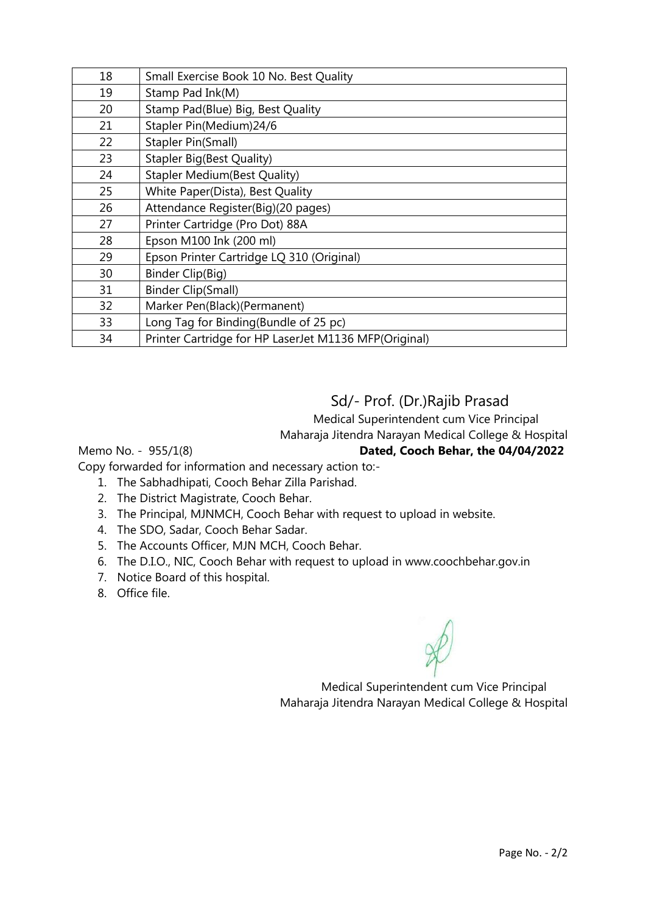| 18 | Small Exercise Book 10 No. Best Quality |
|---|---|
| 19 | Stamp Pad Ink(M) |
| 20 | Stamp Pad(Blue) Big, Best Quality |
| 21 | Stapler Pin(Medium)24/6 |
| 22 | Stapler Pin(Small) |
| 23 | Stapler Big(Best Quality) |
| 24 | Stapler Medium(Best Quality) |
| 25 | White Paper(Dista), Best Quality |
| 26 | Attendance Register(Big)(20 pages) |
| 27 | Printer Cartridge (Pro Dot) 88A |
| 28 | Epson M100 Ink (200 ml) |
| 29 | Epson Printer Cartridge LQ 310 (Original) |
| 30 | Binder Clip(Big) |
| 31 | Binder Clip(Small) |
| 32 | Marker Pen(Black)(Permanent) |
| 33 | Long Tag for Binding(Bundle of 25 pc) |
| 34 | Printer Cartridge for HP LaserJet M1136 MFP(Original) |

Sd/- Prof. (Dr.)Rajib Prasad

Medical Superintendent cum Vice Principal

Maharaja Jitendra Narayan Medical College & Hospital

Memo No. - 955/1(8) **Dated, Cooch Behar, the 04/04/2022**

Copy forwarded for information and necessary action to:-

1. The Sabhadhipati, Cooch Behar Zilla Parishad.
2. The District Magistrate, Cooch Behar.
3. The Principal, MJNMCH, Cooch Behar with request to upload in website.
4. The SDO, Sadar, Cooch Behar Sadar.
5. The Accounts Officer, MJN MCH, Cooch Behar.
6. The D.I.O., NIC, Cooch Behar with request to upload in www.coochbehar.gov.in
7. Notice Board of this hospital.
8. Office file.

Medical Superintendent cum Vice Principal

Maharaja Jitendra Narayan Medical College & Hospital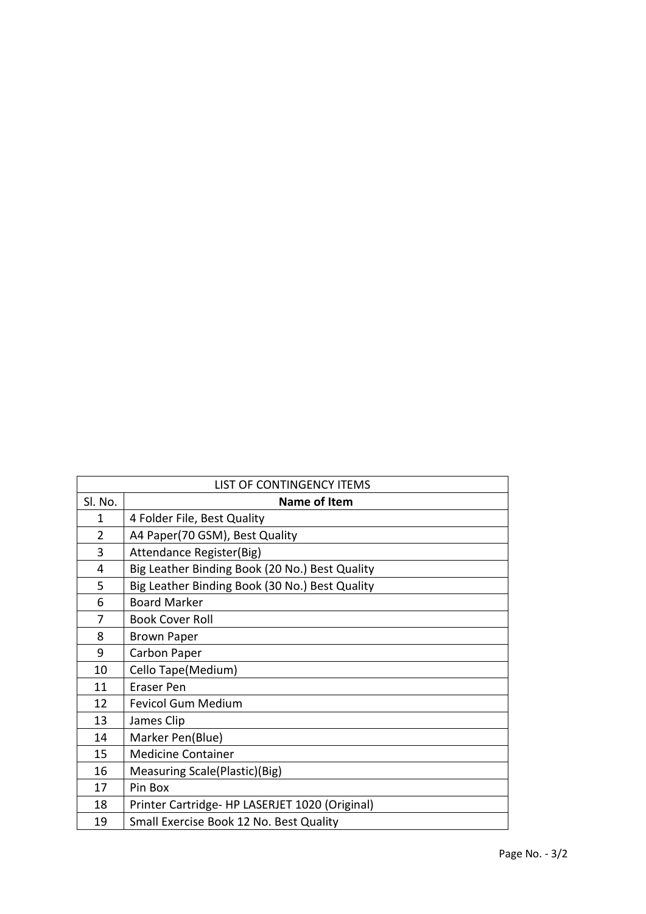| LIST OF CONTINGENCY ITEMS | |
|---|---|
| Sl. No. | **Name of Item** |
| 1 | 4 Folder File, Best Quality |
| 2 | A4 Paper(70 GSM), Best Quality |
| 3 | Attendance Register(Big) |
| 4 | Big Leather Binding Book (20 No.) Best Quality |
| 5 | Big Leather Binding Book (30 No.) Best Quality |
| 6 | Board Marker |
| 7 | Book Cover Roll |
| 8 | Brown Paper |
| 9 | Carbon Paper |
| 10 | Cello Tape(Medium) |
| 11 | Eraser Pen |
| 12 | Fevicol Gum Medium |
| 13 | James Clip |
| 14 | Marker Pen(Blue) |
| 15 | Medicine Container |
| 16 | Measuring Scale(Plastic)(Big) |
| 17 | Pin Box |
| 18 | Printer Cartridge- HP LASERJET 1020 (Original) |
| 19 | Small Exercise Book 12 No. Best Quality |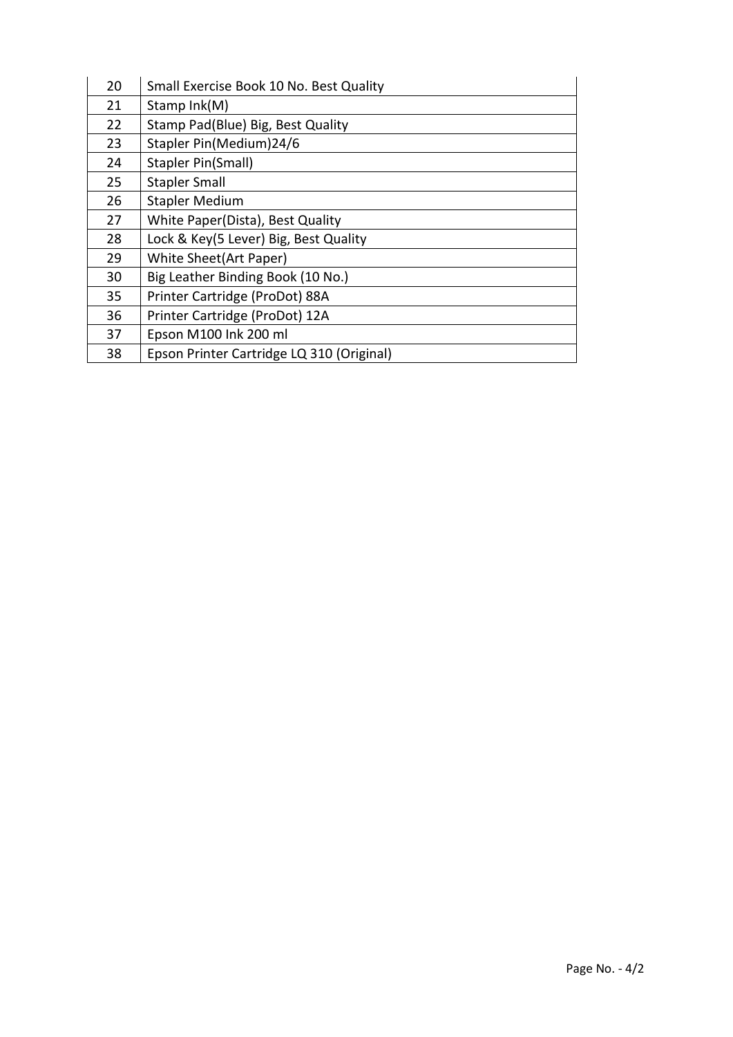| | |
|---|---|
| 20 | Small Exercise Book 10 No. Best Quality |
| 21 | Stamp Ink(M) |
| 22 | Stamp Pad(Blue) Big, Best Quality |
| 23 | Stapler Pin(Medium)24/6 |
| 24 | Stapler Pin(Small) |
| 25 | Stapler Small |
| 26 | Stapler Medium |
| 27 | White Paper(Dista), Best Quality |
| 28 | Lock & Key(5 Lever) Big, Best Quality |
| 29 | White Sheet(Art Paper) |
| 30 | Big Leather Binding Book (10 No.) |
| 35 | Printer Cartridge (ProDot) 88A |
| 36 | Printer Cartridge (ProDot) 12A |
| 37 | Epson M100 Ink 200 ml |
| 38 | Epson Printer Cartridge LQ 310 (Original) |